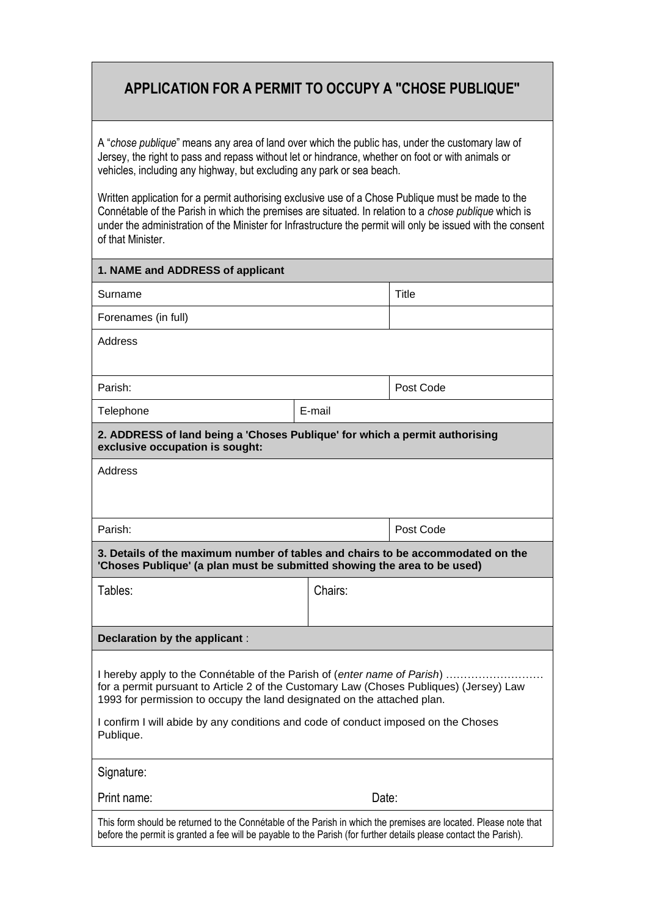# APPLICATION FOR A PERMIT TO OCCUPY A "CHOSE PUBLIQUE"

A "*chose publique*" means any area of land over which the public has, under the customary law of Jersey, the right to pass and repass without let or hindrance, whether on foot or with animals or vehicles, including any highway, but excluding any park or sea beach.

Written application for a permit authorising exclusive use of a Chose Publique must be made to the Connétable of the Parish in which the premises are situated. In relation to a *chose publique* which is under the administration of the Minister for Infrastructure the permit will only be issued with the consent of that Minister.

**1. NAME and ADDRESS of applicant**

| Surname | | Title |
|---|---|---|
| Forenames (in full) | | |
| Address | | |
| Parish: | | Post Code |
| Telephone | E-mail | |

**2. ADDRESS of land being a 'Choses Publique' for which a permit authorising exclusive occupation is sought:**

| Address | |
|---|---|
| Parish: | Post Code |

**3. Details of the maximum number of tables and chairs to be accommodated on the 'Choses Publique' (a plan must be submitted showing the area to be used)**

| Tables: | Chairs: |
|---|---|

**Declaration by the applicant** :

I hereby apply to the Connétable of the Parish of (*enter name of Parish*) ……………………… for a permit pursuant to Article 2 of the Customary Law (Choses Publiques) (Jersey) Law 1993 for permission to occupy the land designated on the attached plan.

I confirm I will abide by any conditions and code of conduct imposed on the Choses Publique.

Signature:

Print name: Date:

This form should be returned to the Connétable of the Parish in which the premises are located. Please note that before the permit is granted a fee will be payable to the Parish (for further details please contact the Parish).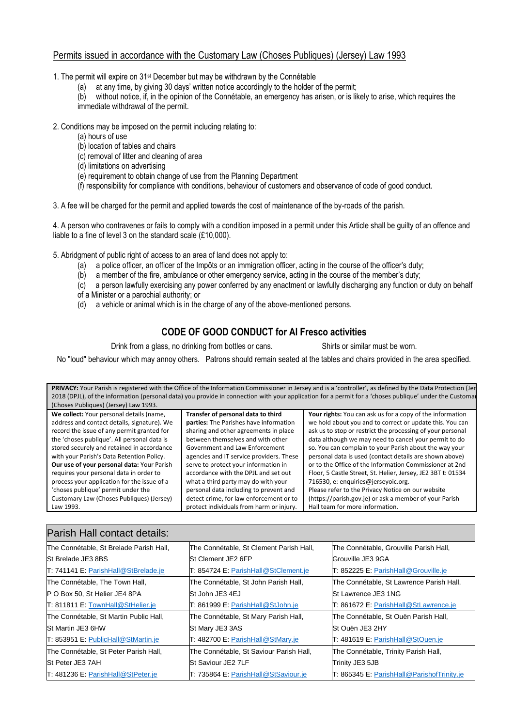## Permits issued in accordance with the Customary Law (Choses Publiques) (Jersey) Law 1993

1. The permit will expire on 31st December but may be withdrawn by the Connétable
   (a) at any time, by giving 30 days' written notice accordingly to the holder of the permit;
   (b) without notice, if, in the opinion of the Connétable, an emergency has arisen, or is likely to arise, which requires the immediate withdrawal of the permit.

2. Conditions may be imposed on the permit including relating to:
   (a) hours of use
   (b) location of tables and chairs
   (c) removal of litter and cleaning of area
   (d) limitations on advertising
   (e) requirement to obtain change of use from the Planning Department
   (f) responsibility for compliance with conditions, behaviour of customers and observance of code of good conduct.

3. A fee will be charged for the permit and applied towards the cost of maintenance of the by-roads of the parish.

4. A person who contravenes or fails to comply with a condition imposed in a permit under this Article shall be guilty of an offence and liable to a fine of level 3 on the standard scale (£10,000).

5. Abridgment of public right of access to an area of land does not apply to:
   (a) a police officer, an officer of the Impôts or an immigration officer, acting in the course of the officer's duty;
   (b) a member of the fire, ambulance or other emergency service, acting in the course of the member's duty;
   (c) a person lawfully exercising any power conferred by any enactment or lawfully discharging any function or duty on behalf of a Minister or a parochial authority; or
   (d) a vehicle or animal which is in the charge of any of the above-mentioned persons.

## CODE OF GOOD CONDUCT for Al Fresco activities

Drink from a glass, no drinking from bottles or cans. Shirts or similar must be worn.

No "loud" behaviour which may annoy others. Patrons should remain seated at the tables and chairs provided in the area specified.

**PRIVACY:** Your Parish is registered with the Office of the Information Commissioner in Jersey and is a 'controller', as defined by the Data Protection (Jer 2018 (DPJL), of the information (personal data) you provide in connection with your application for a permit for a 'choses publique' under the Customar (Choses Publiques) (Jersey) Law 1993.

**We collect:** Your personal details (name, address and contact details, signature). We record the issue of any permit granted for the 'choses publique'. All personal data is stored securely and retained in accordance with your Parish's Data Retention Policy.
**Our use of your personal data:** Your Parish requires your personal data in order to process your application for the issue of a 'choses publique' permit under the Customary Law (Choses Publiques) (Jersey) Law 1993.

**Transfer of personal data to third parties:** The Parishes have information sharing and other agreements in place between themselves and with other Government and Law Enforcement agencies and IT service providers. These serve to protect your information in accordance with the DPJL and set out what a third party may do with your personal data including to prevent and detect crime, for law enforcement or to protect individuals from harm or injury.

**Your rights:** You can ask us for a copy of the information we hold about you and to correct or update this. You can ask us to stop or restrict the processing of your personal data although we may need to cancel your permit to do so. You can complain to your Parish about the way your personal data is used (contact details are shown above) or to the Office of the Information Commissioner at 2nd Floor, 5 Castle Street, St. Helier, Jersey, JE2 3BT t: 01534 716530, e: enquiries@jerseyoic.org.
Please refer to the Privacy Notice on our website (https://parish.gov.je) or ask a member of your Parish Hall team for more information.

## Parish Hall contact details:

| | | |
|---|---|---|
| The Connétable, St Brelade Parish Hall,<br>St Brelade JE3 8BS<br>T: 741141 E: ParishHall@StBrelade.je | The Connétable, St Clement Parish Hall,<br>St Clement JE2 6FP<br>T: 854724 E: ParishHall@StClement.je | The Connétable, Grouville Parish Hall,<br>Grouville JE3 9GA<br>T: 852225 E: ParishHall@Grouville.je |
| The Connétable, The Town Hall,<br>P O Box 50, St Helier JE4 8PA<br>T: 811811 E: TownHall@StHelier.je | The Connétable, St John Parish Hall,<br>St John JE3 4EJ<br>T: 861999 E: ParishHall@StJohn.je | The Connétable, St Lawrence Parish Hall,<br>St Lawrence JE3 1NG<br>T: 861672 E: ParishHall@StLawrence.je |
| The Connétable, St Martin Public Hall,<br>St Martin JE3 6HW<br>T: 853951 E: PublicHall@StMartin.je | The Connétable, St Mary Parish Hall,<br>St Mary JE3 3AS<br>T: 482700 E: ParishHall@StMary.je | The Connétable, St Ouën Parish Hall,<br>St Ouën JE3 2HY<br>T: 481619 E: ParishHall@StOuen.je |
| The Connétable, St Peter Parish Hall,<br>St Peter JE3 7AH<br>T: 481236 E: ParishHall@StPeter.je | The Connétable, St Saviour Parish Hall,<br>St Saviour JE2 7LF<br>T: 735864 E: ParishHall@StSaviour.je | The Connétable, Trinity Parish Hall,<br>Trinity JE3 5JB<br>T: 865345 E: ParishHall@ParishofTrinity.je |